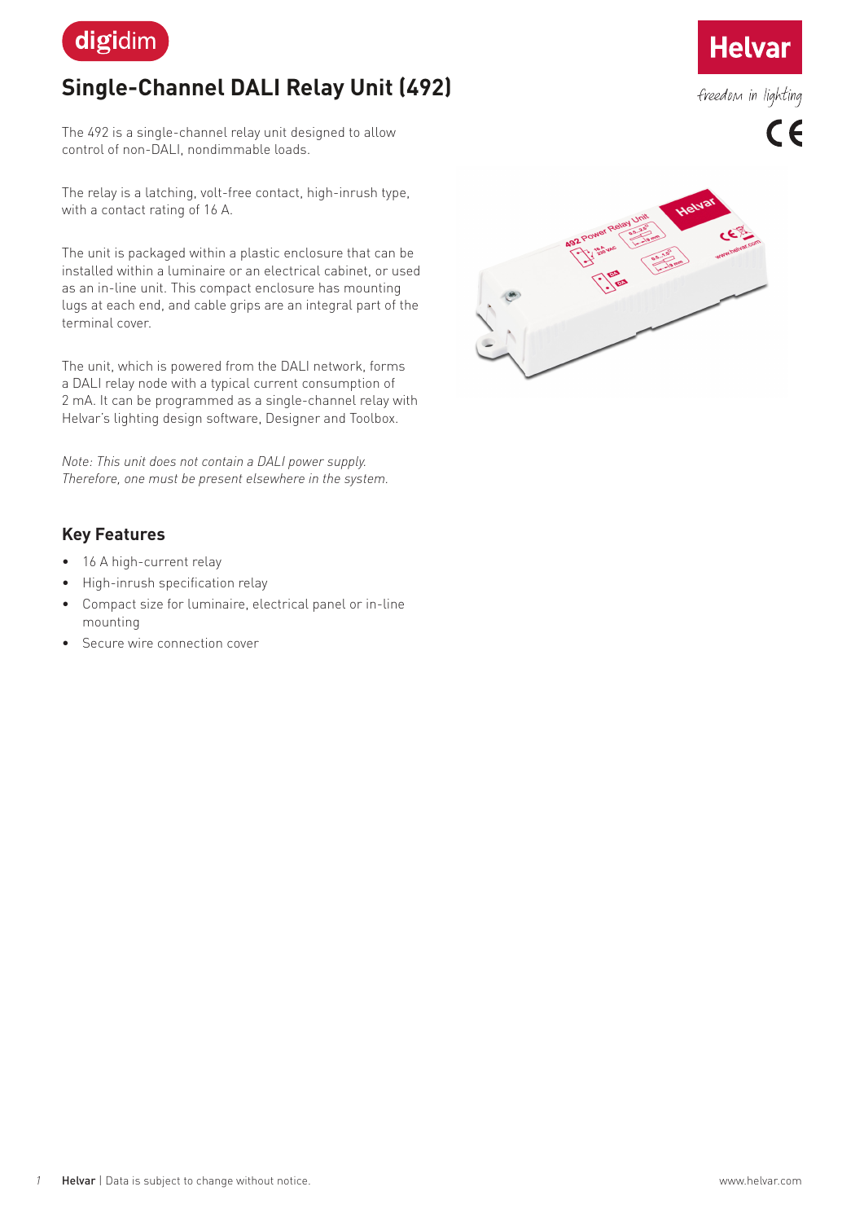# Single-Channel DALI Relay Unit (492)

The 492 is a single-channel relay unit designed to allow control of non-DALI, nondimmable loads.

The relay is a latching, volt-free contact, high-inrush type, with a contact rating of 16 A.

The unit is packaged within a plastic enclosure that can be installed within a luminaire or an electrical cabinet, or used as an in-line unit. This compact enclosure has mounting lugs at each end, and cable grips are an integral part of the terminal cover.

The unit, which is powered from the DALI network, forms a DALI relay node with a typical current consumption of 2 mA. It can be programmed as a single-channel relay with Helvar's lighting design software, Designer and Toolbox.

*Note: This unit does not contain a DALI power supply. Therefore, one must be present elsewhere in the system.*

## Key Features

- 16 A high-current relay
- High-inrush specification relay
- Compact size for luminaire, electrical panel or in-line mounting
- Secure wire connection cover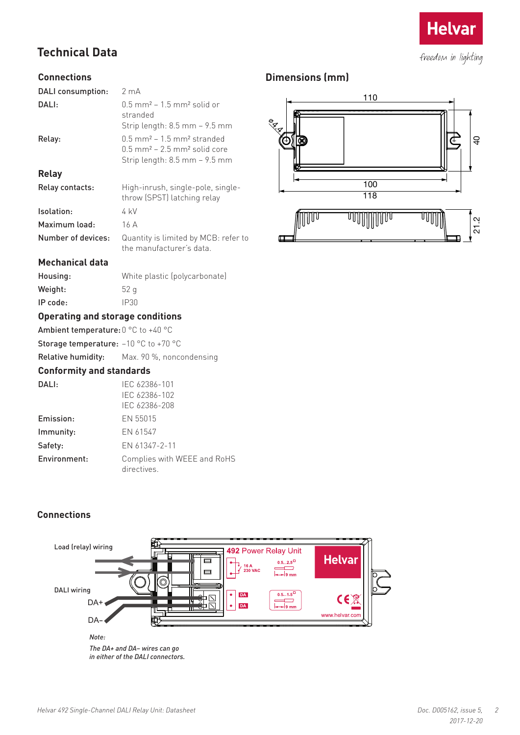# Technical Data

## Connections

| | |
|---|---|
| DALI consumption: | 2 mA |
| DALI: | 0.5 mm² – 1.5 mm² solid or stranded<br>Strip length: 8.5 mm – 9.5 mm |
| Relay: | 0.5 mm² – 1.5 mm² stranded<br>0.5 mm² – 2.5 mm² solid core<br>Strip length: 8.5 mm – 9.5 mm |

## Relay

| | |
|---|---|
| Relay contacts: | High-inrush, single-pole, single-throw (SPST) latching relay |
| Isolation: | 4 kV |
| Maximum load: | 16 A |
| Number of devices: | Quantity is limited by MCB: refer to the manufacturer's data. |

## Mechanical data

| | |
|---|---|
| Housing: | White plastic (polycarbonate) |
| Weight: | 52 g |
| IP code: | IP30 |

## Operating and storage conditions

| | |
|---|---|
| Ambient temperature: | 0 °C to +40 °C |
| Storage temperature: | –10 °C to +70 °C |
| Relative humidity: | Max. 90 %, noncondensing |

## Conformity and standards

| | |
|---|---|
| DALI: | IEC 62386-101<br>IEC 62386-102<br>IEC 62386-208 |
| Emission: | EN 55015 |
| Immunity: | EN 61547 |
| Safety: | EN 61347-2-11 |
| Environment: | Complies with WEEE and RoHS directives. |

## Dimensions (mm)

110

ø4.4

40

100

118

21.2

## Connections

Load (relay) wiring

DALI wiring

DA+

DA–

492 Power Relay Unit

Helvar

16 A 230 VAC

0.5...2.5

9 mm

DA

DA

0.5...1.5

9 mm

www.helvar.com

*Note:*

*The DA+ and DA– wires can go in either of the DALI connectors.*